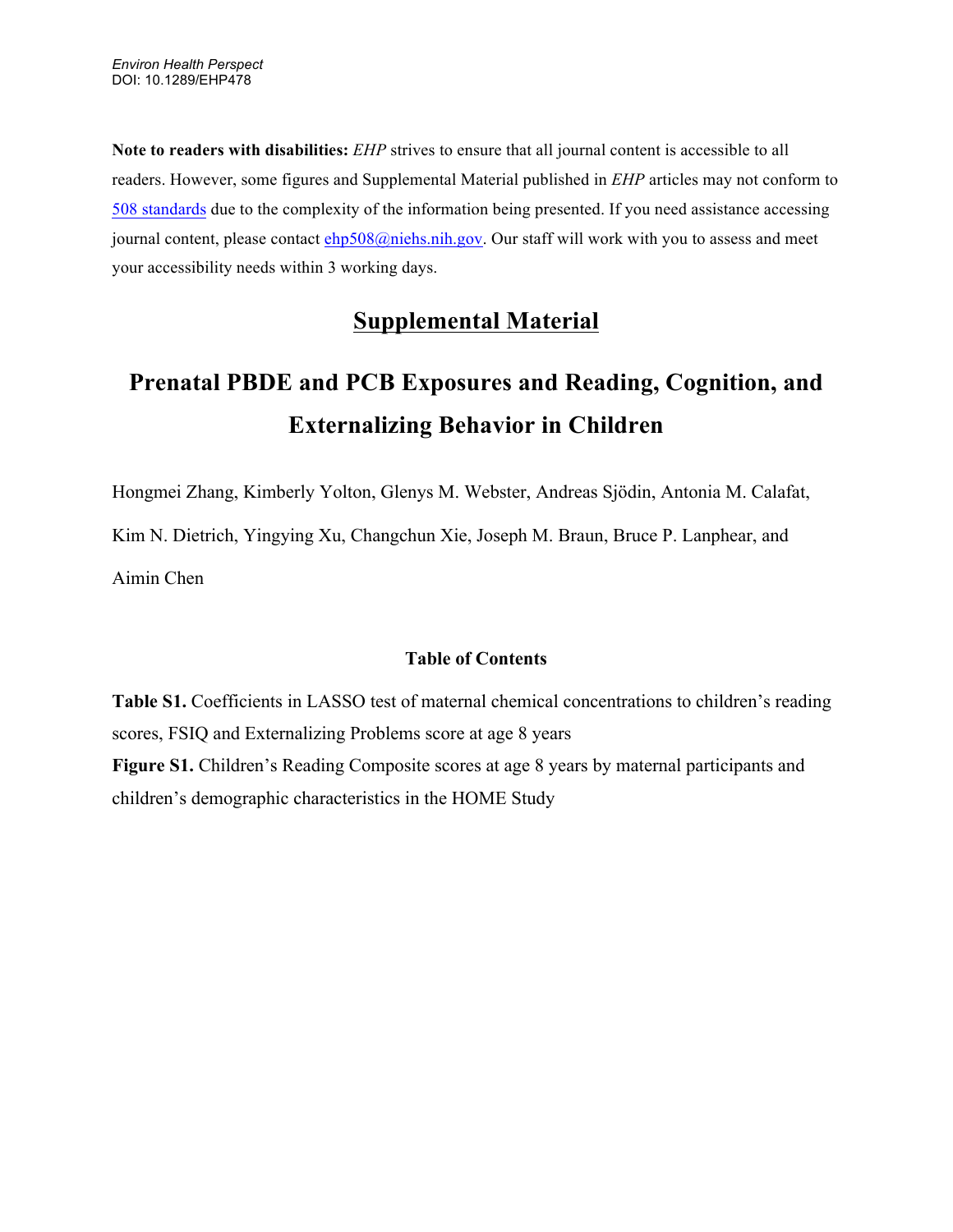*Environ Health Perspect*
DOI: 10.1289/EHP478

**Note to readers with disabilities:** *EHP* strives to ensure that all journal content is accessible to all readers. However, some figures and Supplemental Material published in *EHP* articles may not conform to 508 standards due to the complexity of the information being presented. If you need assistance accessing journal content, please contact ehp508@niehs.nih.gov. Our staff will work with you to assess and meet your accessibility needs within 3 working days.

# Supplemental Material

# Prenatal PBDE and PCB Exposures and Reading, Cognition, and Externalizing Behavior in Children

Hongmei Zhang, Kimberly Yolton, Glenys M. Webster, Andreas Sjödin, Antonia M. Calafat, Kim N. Dietrich, Yingying Xu, Changchun Xie, Joseph M. Braun, Bruce P. Lanphear, and Aimin Chen

### Table of Contents

**Table S1.** Coefficients in LASSO test of maternal chemical concentrations to children's reading scores, FSIQ and Externalizing Problems score at age 8 years

**Figure S1.** Children's Reading Composite scores at age 8 years by maternal participants and children's demographic characteristics in the HOME Study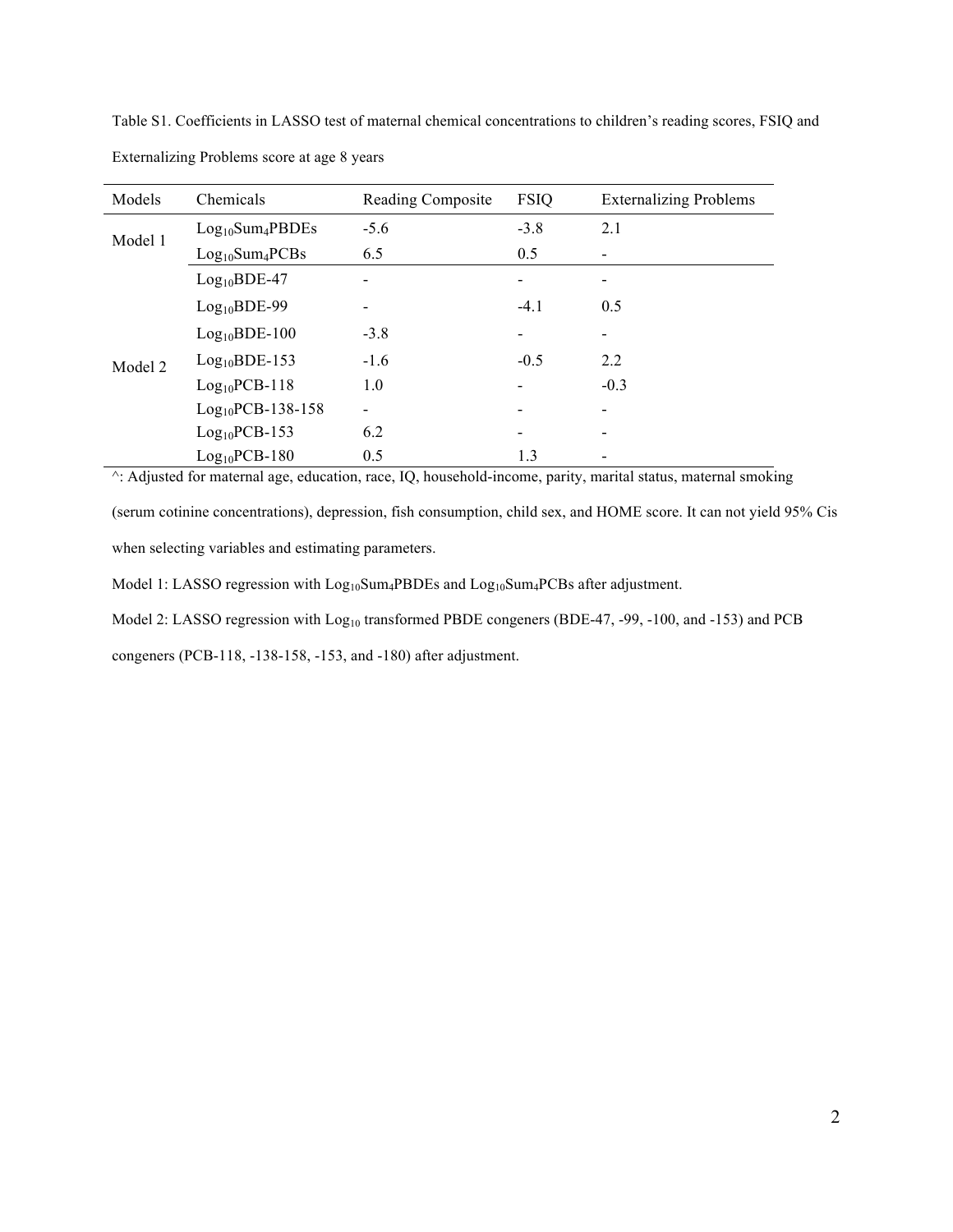Table S1. Coefficients in LASSO test of maternal chemical concentrations to children's reading scores, FSIQ and Externalizing Problems score at age 8 years

| Models | Chemicals | Reading Composite | FSIQ | Externalizing Problems |
|---|---|---|---|---|
| Model 1 | $Log_{10}Sum_4PBDEs$ | -5.6 | -3.8 | 2.1 |
| | $Log_{10}Sum_4PCBs$ | 6.5 | 0.5 | - |
| Model 2 | $Log_{10}$BDE-47 | - | - | - |
| | $Log_{10}$BDE-99 | - | -4.1 | 0.5 |
| | $Log_{10}$BDE-100 | -3.8 | - | - |
| | $Log_{10}$BDE-153 | -1.6 | -0.5 | 2.2 |
| | $Log_{10}$PCB-118 | 1.0 | - | -0.3 |
| | $Log_{10}$PCB-138-158 | - | - | - |
| | $Log_{10}$PCB-153 | 6.2 | - | - |
| | $Log_{10}$PCB-180 | 0.5 | 1.3 | - |

^: Adjusted for maternal age, education, race, IQ, household-income, parity, marital status, maternal smoking (serum cotinine concentrations), depression, fish consumption, child sex, and HOME score. It can not yield 95% Cis when selecting variables and estimating parameters.

Model 1: LASSO regression with $Log_{10}Sum_4PBDEs$ and $Log_{10}Sum_4PCBs$ after adjustment.

Model 2: LASSO regression with $Log_{10}$ transformed PBDE congeners (BDE-47, -99, -100, and -153) and PCB congeners (PCB-118, -138-158, -153, and -180) after adjustment.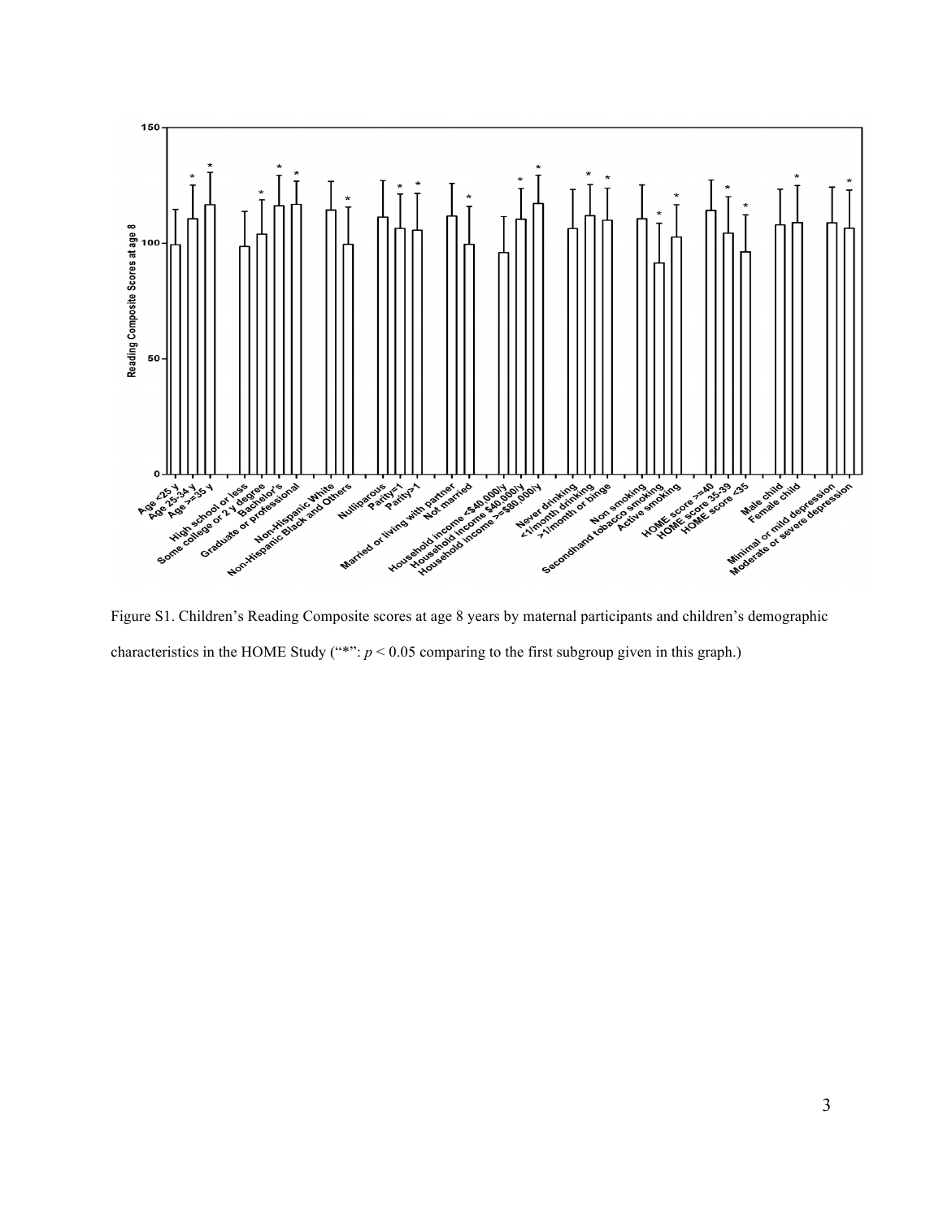150

100

50

0

Reading Composite Scores at age 8

Age <25 y
Age 25-34 y
Age >=35 y
High school or less
Some college or 2 y degree
Bachelor's
Graduate or professional
Non-Hispanic White
Non-Hispanic Black and Others
Nulliparous
Parity=1
Parity>1
Married or living with partner
Not married
Household income <$40,000/y
Household income $40,000/y
Household income >=$80,000/y
Never drinking
<1/month drinking
>1/month or binge
Non smoking
Secondhand tobacco smoking
Active smoking
HOME score >=40
HOME score 35-39
HOME score <35
Male child
Female child
Minimal or mild depression
Moderate or severe depression

Figure S1. Children's Reading Composite scores at age 8 years by maternal participants and children's demographic characteristics in the HOME Study ("*": $p < 0.05$ comparing to the first subgroup given in this graph.)